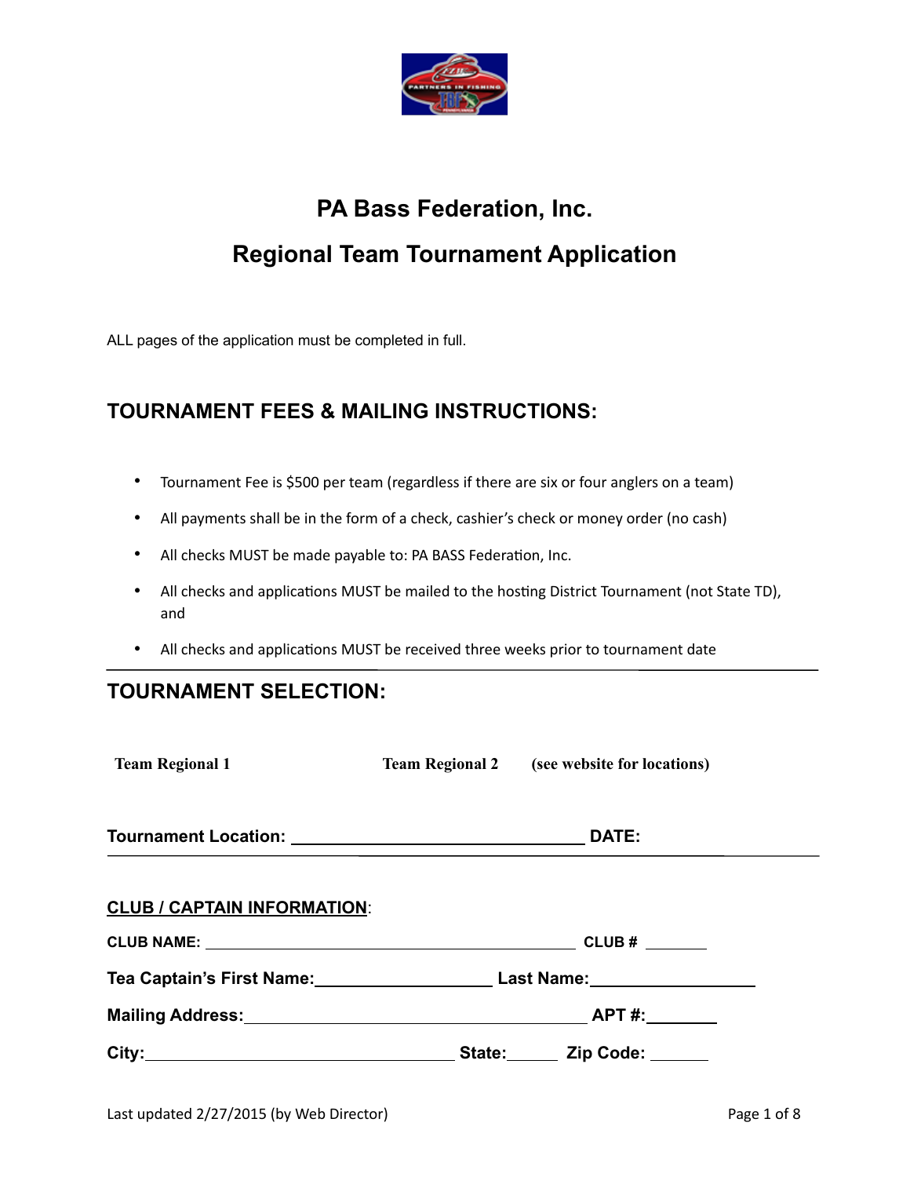# PA Bass Federation, Inc.

# Regional Team Tournament Application

ALL pages of the application must be completed in full.

## TOURNAMENT FEES & MAILING INSTRUCTIONS:

- Tournament Fee is $500 per team (regardless if there are six or four anglers on a team)
- All payments shall be in the form of a check, cashier's check or money order (no cash)
- All checks MUST be made payable to: PA BASS Federation, Inc.
- All checks and applications MUST be mailed to the hosting District Tournament (not State TD), and
- All checks and applications MUST be received three weeks prior to tournament date

## TOURNAMENT SELECTION:

**Team Regional 1** **Team Regional 2** **(see website for locations)**

**Tournament Location:** ______________________________ **DATE:**

**CLUB / CAPTAIN INFORMATION**:

**CLUB NAME:** ______________________________________ **CLUB #** _______

**Tea Captain's First Name:**__________________ **Last Name:**_________________

**Mailing Address:**___________________________________ **APT #:**________

**City:**_______________________________ **State:**______ **Zip Code:** ______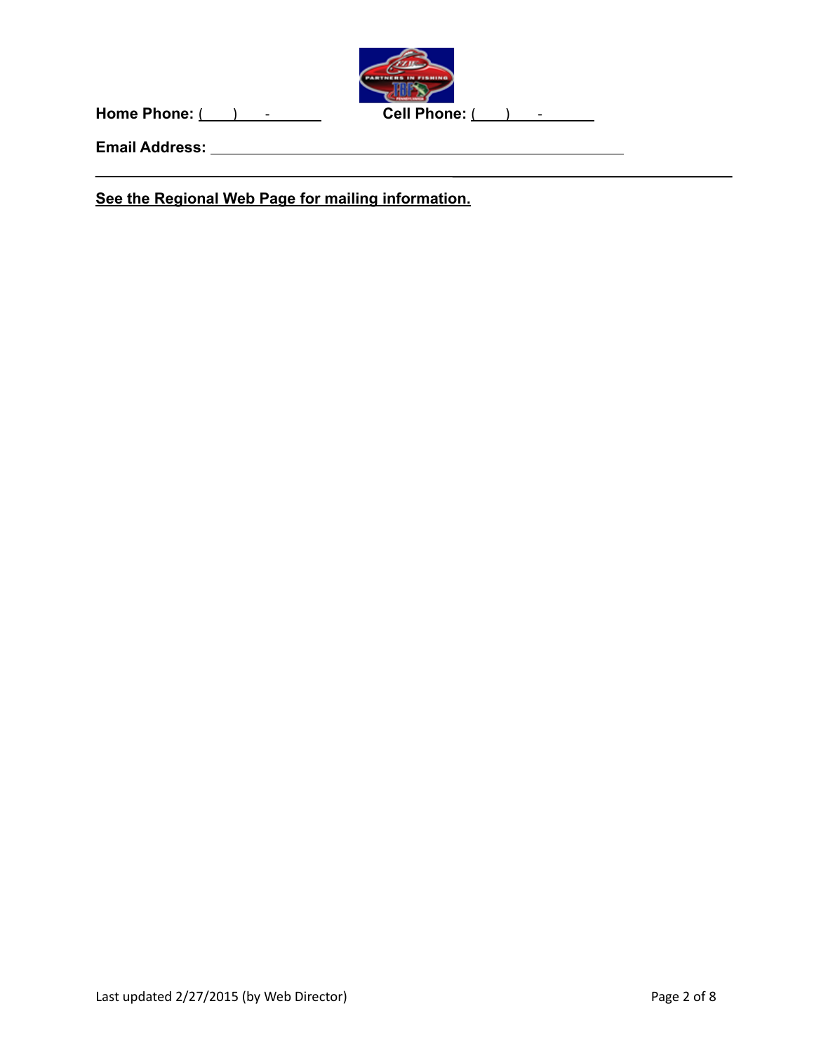**Home Phone:** (\_\_\_) \_\_\_-\_\_\_\_\_\_ **Cell Phone:** (\_\_\_) \_\_\_-\_\_\_\_\_\_

**Email Address:** \_\_\_\_\_\_\_\_\_\_\_\_\_\_\_\_\_\_\_\_\_\_\_\_\_\_\_\_\_\_\_\_\_\_\_\_\_\_\_\_\_\_\_\_\_\_

---

**<u>See the Regional Web Page for mailing information.</u>**

Last updated 2/27/2015 (by Web Director)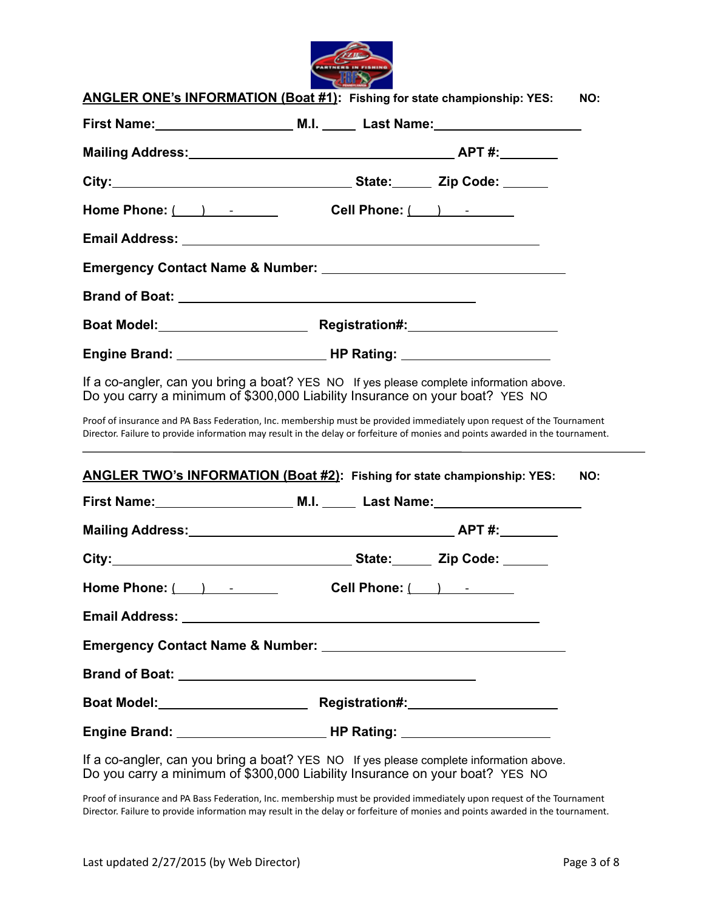**ANGLER ONE's INFORMATION (Boat #1): Fishing for state championship: YES: NO:**

**First Name:** ____________________ **M.I.** _____ **Last Name:** ____________________

**Mailing Address:** ________________________________________ **APT #:** ________

**City:** ____________________________________ **State:** ______ **Zip Code:** ______

**Home Phone:** (___) ___-______ **Cell Phone:** (___) ___-______

**Email Address:** ______________________________________________________

**Emergency Contact Name & Number:** ____________________________________

**Brand of Boat:** ____________________________________________

**Boat Model:** ______________________ **Registration#:** ______________________

**Engine Brand:** ______________________ **HP Rating:** ______________________

If a co-angler, can you bring a boat? YES NO If yes please complete information above.
Do you carry a minimum of $300,000 Liability Insurance on your boat? YES NO

Proof of insurance and PA Bass Federation, Inc. membership must be provided immediately upon request of the Tournament Director. Failure to provide information may result in the delay or forfeiture of monies and points awarded in the tournament.

---

**ANGLER TWO's INFORMATION (Boat #2): Fishing for state championship: YES: NO:**

**First Name:** ____________________ **M.I.** _____ **Last Name:** ____________________

**Mailing Address:** ________________________________________ **APT #:** ________

**City:** ____________________________________ **State:** ______ **Zip Code:** ______

**Home Phone:** (___) ___-______ **Cell Phone:** (___) ___-______

**Email Address:** ______________________________________________________

**Emergency Contact Name & Number:** ____________________________________

**Brand of Boat:** ____________________________________________

**Boat Model:** ______________________ **Registration#:** ______________________

**Engine Brand:** ______________________ **HP Rating:** ______________________

If a co-angler, can you bring a boat? YES NO If yes please complete information above.
Do you carry a minimum of $300,000 Liability Insurance on your boat? YES NO

Proof of insurance and PA Bass Federation, Inc. membership must be provided immediately upon request of the Tournament Director. Failure to provide information may result in the delay or forfeiture of monies and points awarded in the tournament.

Last updated 2/27/2015 (by Web Director)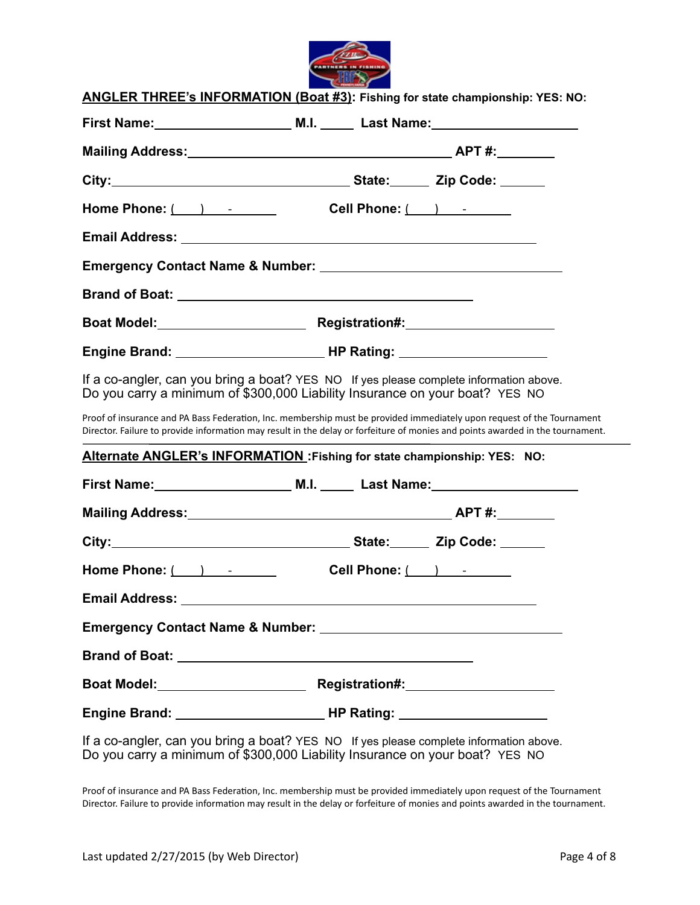**<u>ANGLER THREE's INFORMATION (Boat #3)</u>: Fishing for state championship: YES: NO:**

**First Name:____________________ M.I. _____ Last Name:_____________________**

**Mailing Address:_________________________________________ APT #:_________**

**City:___________________________________ State:______ Zip Code: _______**

**Home Phone: (    )    -            Cell Phone: (    )    -**

**Email Address: ______________________________________________________**

**Emergency Contact Name & Number: ___________________________________**

**Brand of Boat: ____________________________________________**

**Boat Model:______________________ Registration#:______________________**

**Engine Brand: _____________________ HP Rating: _____________________**

If a co-angler, can you bring a boat? YES NO If yes please complete information above.
Do you carry a minimum of $300,000 Liability Insurance on your boat? YES NO

Proof of insurance and PA Bass Federation, Inc. membership must be provided immediately upon request of the Tournament Director. Failure to provide information may result in the delay or forfeiture of monies and points awarded in the tournament.

---

**<u>Alternate ANGLER's INFORMATION</u> :Fishing for state championship: YES: NO:**

**First Name:____________________ M.I. _____ Last Name:_____________________**

**Mailing Address:_________________________________________ APT #:_________**

**City:___________________________________ State:______ Zip Code: _______**

**Home Phone: (    )    -            Cell Phone: (    )    -**

**Email Address: ______________________________________________________**

**Emergency Contact Name & Number: ___________________________________**

**Brand of Boat: ____________________________________________**

**Boat Model:______________________ Registration#:______________________**

**Engine Brand: _____________________ HP Rating: _____________________**

If a co-angler, can you bring a boat? YES NO If yes please complete information above.
Do you carry a minimum of $300,000 Liability Insurance on your boat? YES NO

Proof of insurance and PA Bass Federation, Inc. membership must be provided immediately upon request of the Tournament Director. Failure to provide information may result in the delay or forfeiture of monies and points awarded in the tournament.

Last updated 2/27/2015 (by Web Director)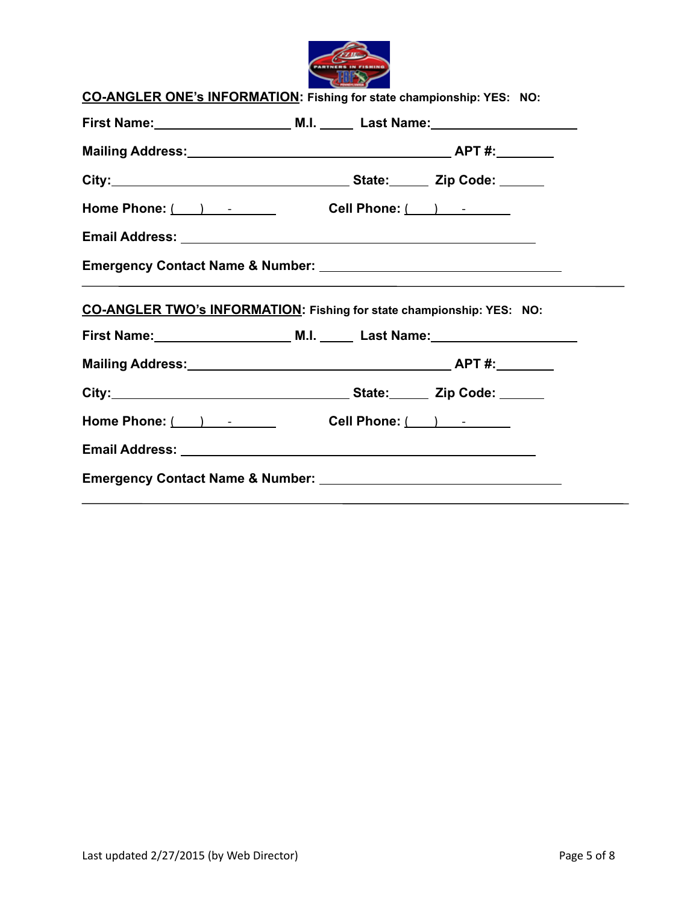**CO-ANGLER ONE's INFORMATION**: Fishing for state championship: YES: NO:

First Name:____________________ M.I. _____ Last Name:____________________

Mailing Address:______________________________________ APT #:________

City:___________________________________ State:______ Zip Code: _______

Home Phone: (___)___-_______ Cell Phone: (___)___-_______

Email Address: ______________________________________________________

Emergency Contact Name & Number: ________________________________

---

**CO-ANGLER TWO's INFORMATION**: Fishing for state championship: YES: NO:

First Name:____________________ M.I. _____ Last Name:____________________

Mailing Address:______________________________________ APT #:________

City:___________________________________ State:______ Zip Code: _______

Home Phone: (___)___-_______ Cell Phone: (___)___-_______

Email Address: ______________________________________________________

Emergency Contact Name & Number: ________________________________

---

Last updated 2/27/2015 (by Web Director)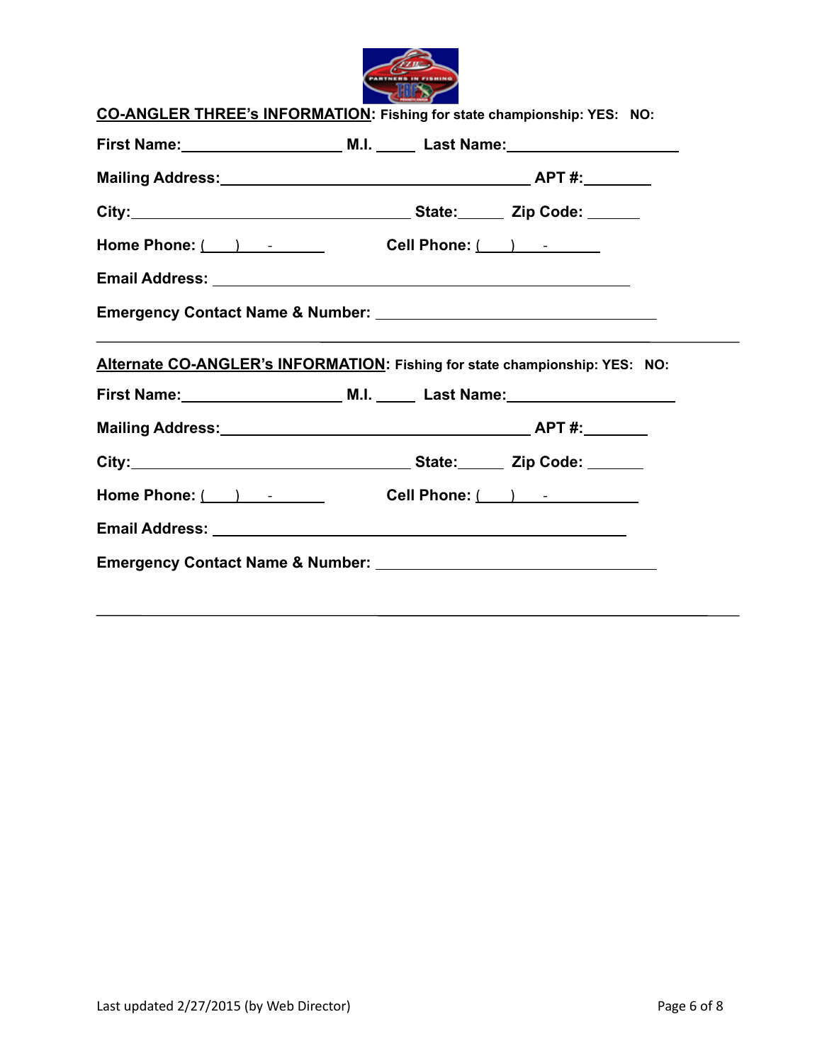**CO-ANGLER THREE's INFORMATION**: Fishing for state championship: YES: NO:

First Name:____________________ M.I. _____ Last Name:____________________

Mailing Address:________________________________________ APT #:________

City:____________________________________ State:______ Zip Code: _______

Home Phone: (____) ____-________ Cell Phone: (____) ____-________

Email Address: ______________________________________________________

Emergency Contact Name & Number: ____________________________________

---

**Alternate CO-ANGLER's INFORMATION**: Fishing for state championship: YES: NO:

First Name:____________________ M.I. _____ Last Name:____________________

Mailing Address:________________________________________ APT #:________

City:____________________________________ State:______ Zip Code: _______

Home Phone: (____) ____-________ Cell Phone: (____) ____-____________

Email Address: ______________________________________________________

Emergency Contact Name & Number: ____________________________________

---

Last updated 2/27/2015 (by Web Director)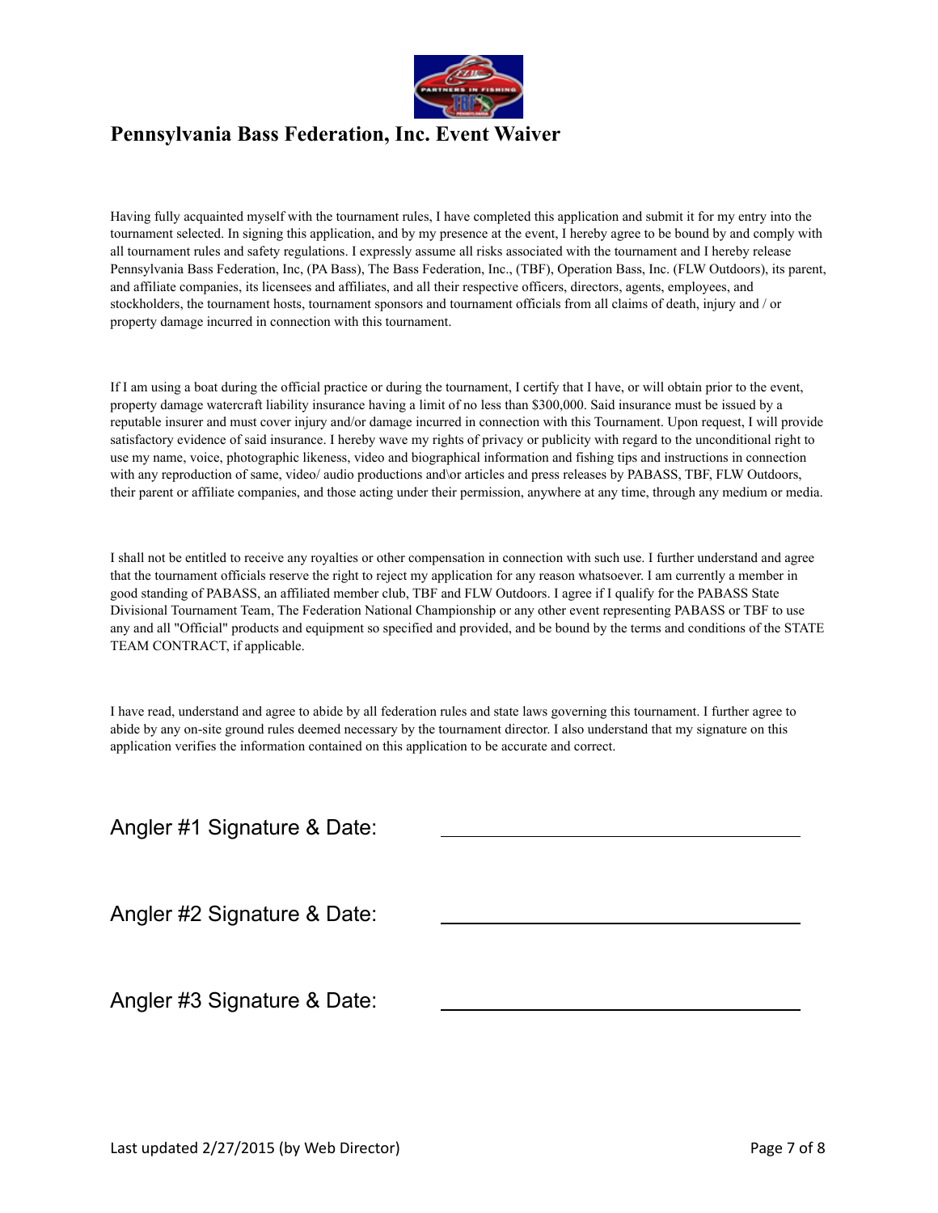# Pennsylvania Bass Federation, Inc. Event Waiver

Having fully acquainted myself with the tournament rules, I have completed this application and submit it for my entry into the tournament selected. In signing this application, and by my presence at the event, I hereby agree to be bound by and comply with all tournament rules and safety regulations. I expressly assume all risks associated with the tournament and I hereby release Pennsylvania Bass Federation, Inc, (PA Bass), The Bass Federation, Inc., (TBF), Operation Bass, Inc. (FLW Outdoors), its parent, and affiliate companies, its licensees and affiliates, and all their respective officers, directors, agents, employees, and stockholders, the tournament hosts, tournament sponsors and tournament officials from all claims of death, injury and / or property damage incurred in connection with this tournament.

If I am using a boat during the official practice or during the tournament, I certify that I have, or will obtain prior to the event, property damage watercraft liability insurance having a limit of no less than $300,000. Said insurance must be issued by a reputable insurer and must cover injury and/or damage incurred in connection with this Tournament. Upon request, I will provide satisfactory evidence of said insurance. I hereby wave my rights of privacy or publicity with regard to the unconditional right to use my name, voice, photographic likeness, video and biographical information and fishing tips and instructions in connection with any reproduction of same, video/ audio productions and\or articles and press releases by PABASS, TBF, FLW Outdoors, their parent or affiliate companies, and those acting under their permission, anywhere at any time, through any medium or media.

I shall not be entitled to receive any royalties or other compensation in connection with such use. I further understand and agree that the tournament officials reserve the right to reject my application for any reason whatsoever. I am currently a member in good standing of PABASS, an affiliated member club, TBF and FLW Outdoors. I agree if I qualify for the PABASS State Divisional Tournament Team, The Federation National Championship or any other event representing PABASS or TBF to use any and all "Official" products and equipment so specified and provided, and be bound by the terms and conditions of the STATE TEAM CONTRACT, if applicable.

I have read, understand and agree to abide by all federation rules and state laws governing this tournament. I further agree to abide by any on-site ground rules deemed necessary by the tournament director. I also understand that my signature on this application verifies the information contained on this application to be accurate and correct.

Angler #1 Signature & Date: ______________________________

Angler #2 Signature & Date: ______________________________

Angler #3 Signature & Date: ______________________________

Last updated 2/27/2015 (by Web Director)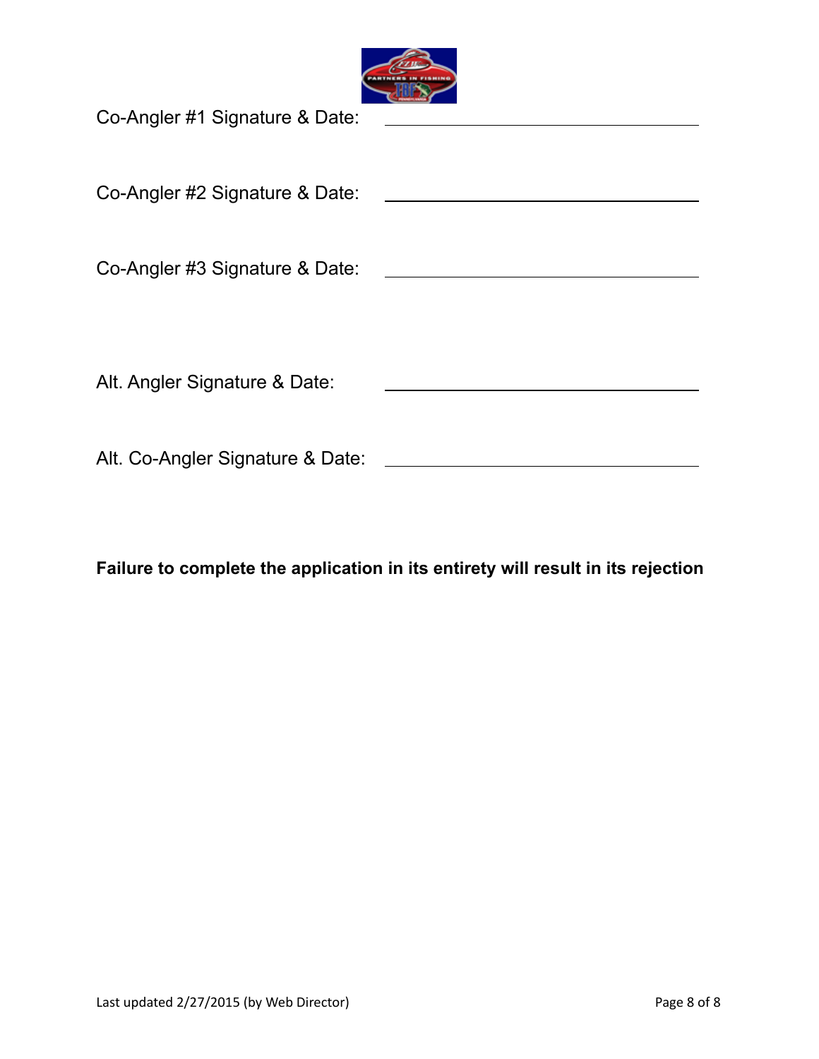Co-Angler #1 Signature & Date: ______________________________

Co-Angler #2 Signature & Date: ______________________________

Co-Angler #3 Signature & Date: ______________________________

Alt. Angler Signature & Date: ______________________________

Alt. Co-Angler Signature & Date: ______________________________

**Failure to complete the application in its entirety will result in its rejection**

Last updated 2/27/2015 (by Web Director)